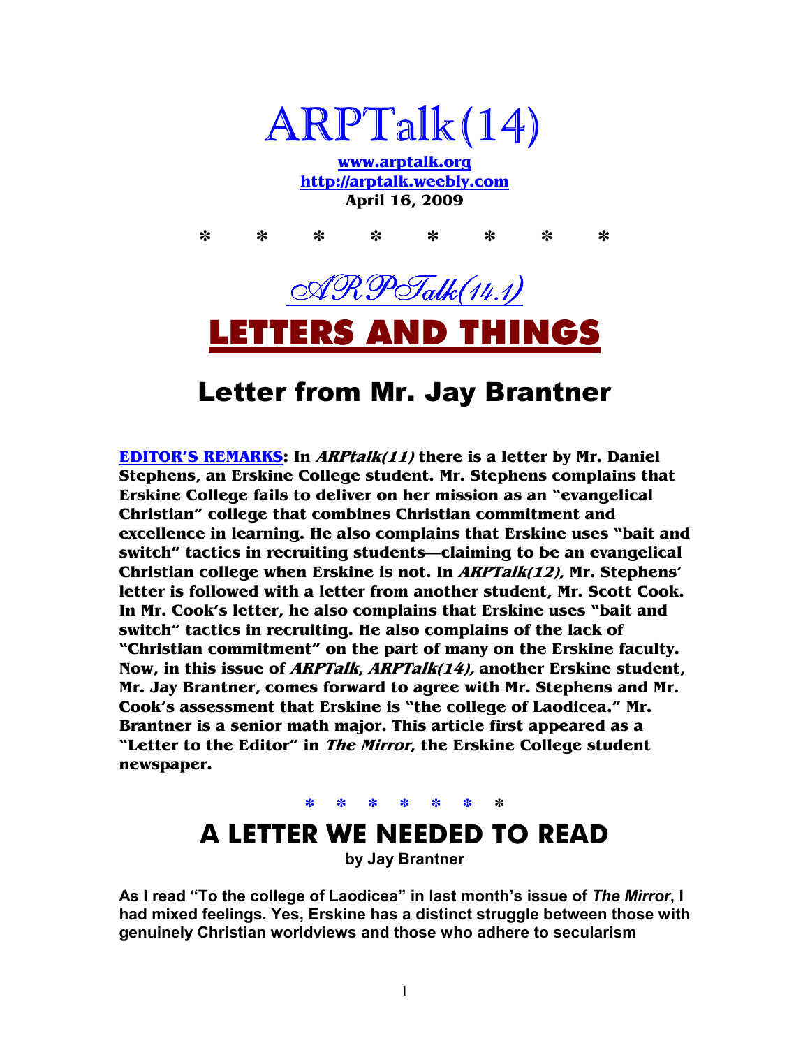# ARPTalk(14)

**www.arptalk.org**
**http://arptalk.weebly.com**
**April 16, 2009**

**\*     \*     \*     \*     \*     \*     \*     \***

## ARPTalk(14.1)

# LETTERS AND THINGS

## Letter from Mr. Jay Brantner

**EDITOR'S REMARKS: In *ARPtalk(11)* there is a letter by Mr. Daniel Stephens, an Erskine College student. Mr. Stephens complains that Erskine College fails to deliver on her mission as an "evangelical Christian" college that combines Christian commitment and excellence in learning. He also complains that Erskine uses "bait and switch" tactics in recruiting students—claiming to be an evangelical Christian college when Erskine is not. In *ARPTalk(12)*, Mr. Stephens' letter is followed with a letter from another student, Mr. Scott Cook. In Mr. Cook's letter, he also complains that Erskine uses "bait and switch" tactics in recruiting. He also complains of the lack of "Christian commitment" on the part of many on the Erskine faculty. Now, in this issue of *ARPTalk*, *ARPTalk(14)*, another Erskine student, Mr. Jay Brantner, comes forward to agree with Mr. Stephens and Mr. Cook's assessment that Erskine is "the college of Laodicea." Mr. Brantner is a senior math major. This article first appeared as a "Letter to the Editor" in *The Mirror*, the Erskine College student newspaper.**

**\*   \*   \*   \*   \*   \*   \***

## A LETTER WE NEEDED TO READ

**by Jay Brantner**

**As I read "To the college of Laodicea" in last month's issue of *The Mirror*, I had mixed feelings. Yes, Erskine has a distinct struggle between those with genuinely Christian worldviews and those who adhere to secularism**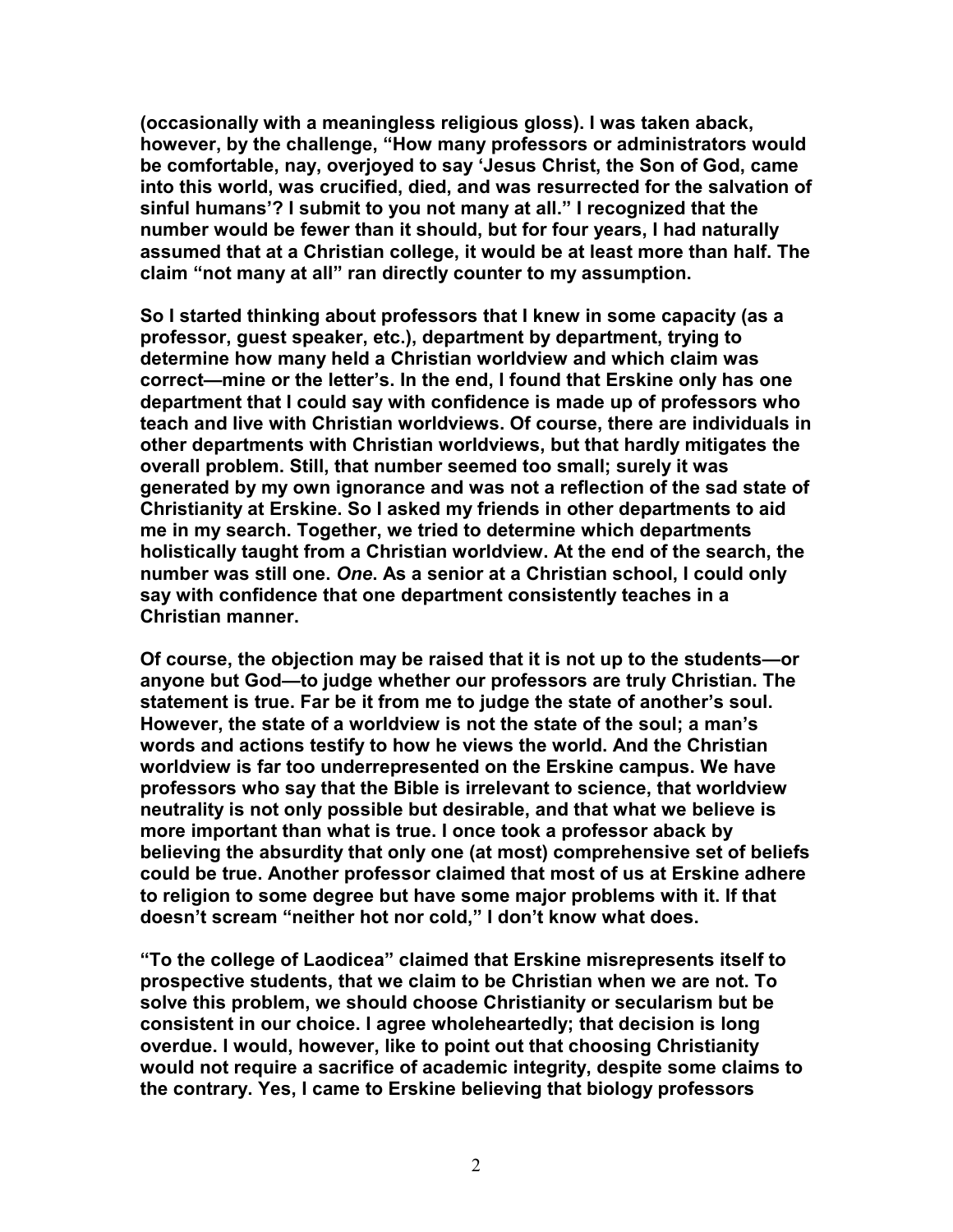**(occasionally with a meaningless religious gloss). I was taken aback, however, by the challenge, "How many professors or administrators would be comfortable, nay, overjoyed to say 'Jesus Christ, the Son of God, came into this world, was crucified, died, and was resurrected for the salvation of sinful humans'? I submit to you not many at all." I recognized that the number would be fewer than it should, but for four years, I had naturally assumed that at a Christian college, it would be at least more than half. The claim "not many at all" ran directly counter to my assumption.**

**So I started thinking about professors that I knew in some capacity (as a professor, guest speaker, etc.), department by department, trying to determine how many held a Christian worldview and which claim was correct—mine or the letter's. In the end, I found that Erskine only has one department that I could say with confidence is made up of professors who teach and live with Christian worldviews. Of course, there are individuals in other departments with Christian worldviews, but that hardly mitigates the overall problem. Still, that number seemed too small; surely it was generated by my own ignorance and was not a reflection of the sad state of Christianity at Erskine. So I asked my friends in other departments to aid me in my search. Together, we tried to determine which departments holistically taught from a Christian worldview. At the end of the search, the number was still one. *One*. As a senior at a Christian school, I could only say with confidence that one department consistently teaches in a Christian manner.**

**Of course, the objection may be raised that it is not up to the students—or anyone but God—to judge whether our professors are truly Christian. The statement is true. Far be it from me to judge the state of another's soul. However, the state of a worldview is not the state of the soul; a man's words and actions testify to how he views the world. And the Christian worldview is far too underrepresented on the Erskine campus. We have professors who say that the Bible is irrelevant to science, that worldview neutrality is not only possible but desirable, and that what we believe is more important than what is true. I once took a professor aback by believing the absurdity that only one (at most) comprehensive set of beliefs could be true. Another professor claimed that most of us at Erskine adhere to religion to some degree but have some major problems with it. If that doesn't scream "neither hot nor cold," I don't know what does.**

**"To the college of Laodicea" claimed that Erskine misrepresents itself to prospective students, that we claim to be Christian when we are not. To solve this problem, we should choose Christianity or secularism but be consistent in our choice. I agree wholeheartedly; that decision is long overdue. I would, however, like to point out that choosing Christianity would not require a sacrifice of academic integrity, despite some claims to the contrary. Yes, I came to Erskine believing that biology professors**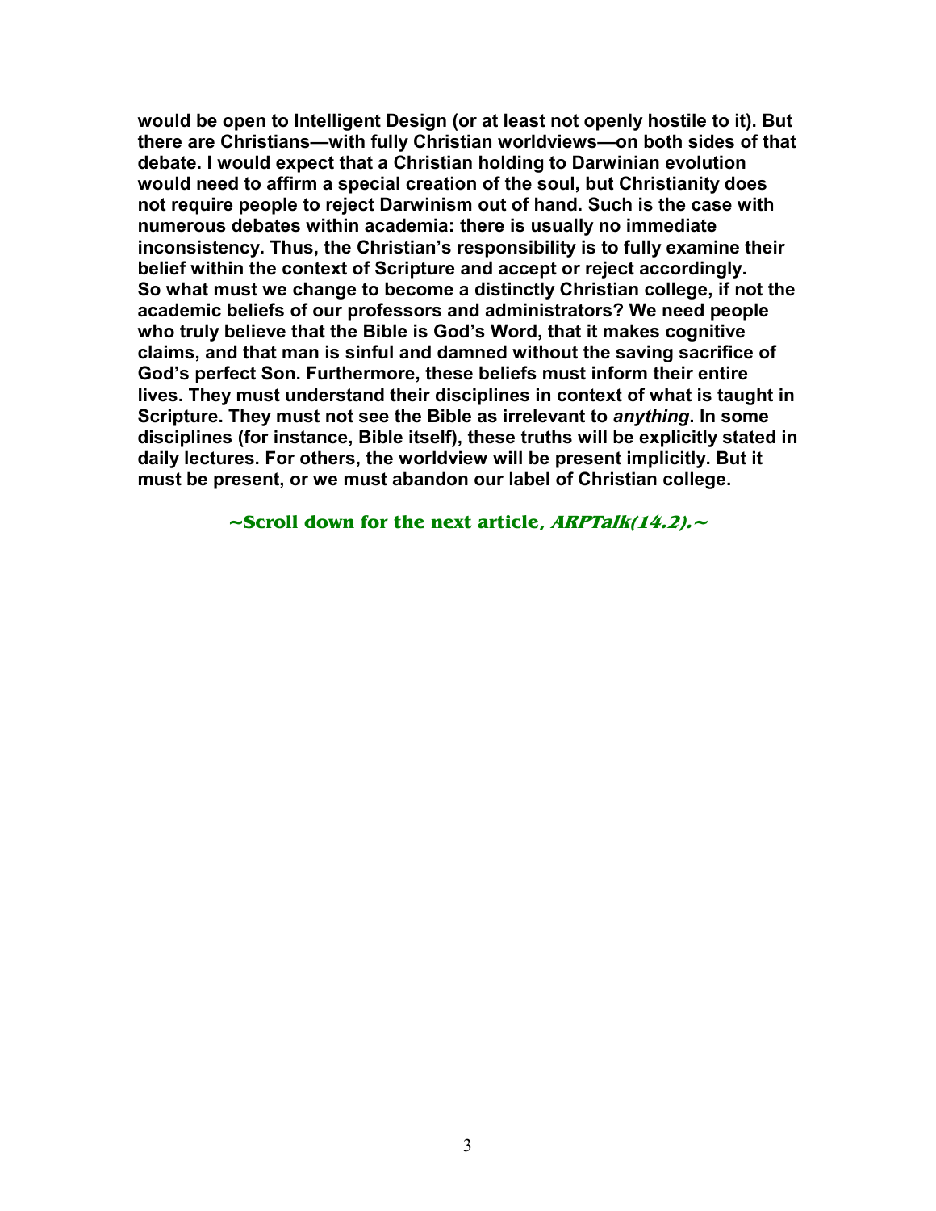**would be open to Intelligent Design (or at least not openly hostile to it). But there are Christians—with fully Christian worldviews—on both sides of that debate. I would expect that a Christian holding to Darwinian evolution would need to affirm a special creation of the soul, but Christianity does not require people to reject Darwinism out of hand. Such is the case with numerous debates within academia: there is usually no immediate inconsistency. Thus, the Christian's responsibility is to fully examine their belief within the context of Scripture and accept or reject accordingly.**

**So what must we change to become a distinctly Christian college, if not the academic beliefs of our professors and administrators? We need people who truly believe that the Bible is God's Word, that it makes cognitive claims, and that man is sinful and damned without the saving sacrifice of God's perfect Son. Furthermore, these beliefs must inform their entire lives. They must understand their disciplines in context of what is taught in Scripture. They must not see the Bible as irrelevant to *anything*. In some disciplines (for instance, Bible itself), these truths will be explicitly stated in daily lectures. For others, the worldview will be present implicitly. But it must be present, or we must abandon our label of Christian college.**

**~Scroll down for the next article, *ARPTalk(14.2)*.~**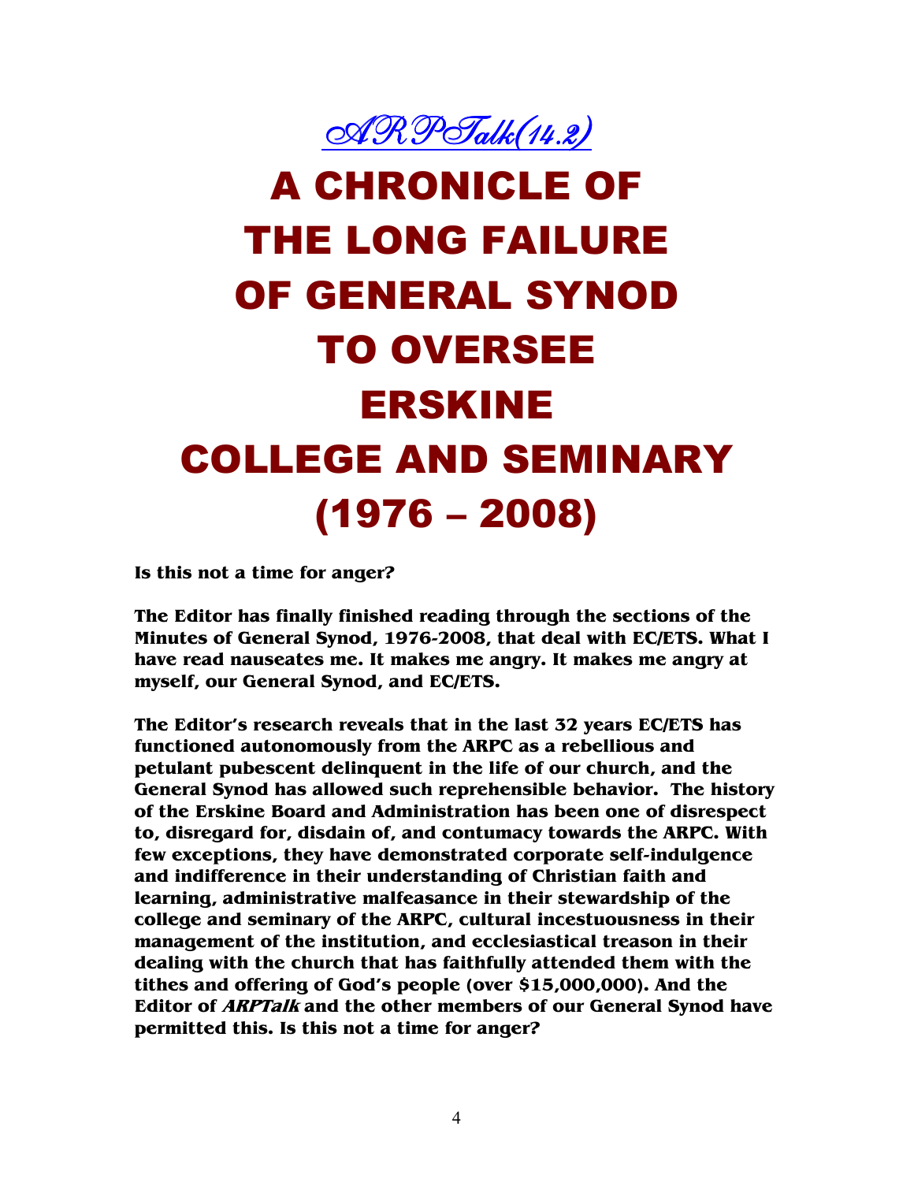ARPTalk(14.2)

# A CHRONICLE OF THE LONG FAILURE OF GENERAL SYNOD TO OVERSEE ERSKINE COLLEGE AND SEMINARY (1976 – 2008)

**Is this not a time for anger?**

**The Editor has finally finished reading through the sections of the Minutes of General Synod, 1976-2008, that deal with EC/ETS. What I have read nauseates me. It makes me angry. It makes me angry at myself, our General Synod, and EC/ETS.**

**The Editor's research reveals that in the last 32 years EC/ETS has functioned autonomously from the ARPC as a rebellious and petulant pubescent delinquent in the life of our church, and the General Synod has allowed such reprehensible behavior. The history of the Erskine Board and Administration has been one of disrespect to, disregard for, disdain of, and contumacy towards the ARPC. With few exceptions, they have demonstrated corporate self-indulgence and indifference in their understanding of Christian faith and learning, administrative malfeasance in their stewardship of the college and seminary of the ARPC, cultural incestuousness in their management of the institution, and ecclesiastical treason in their dealing with the church that has faithfully attended them with the tithes and offering of God's people (over $15,000,000). And the Editor of *ARPTalk* and the other members of our General Synod have permitted this. Is this not a time for anger?**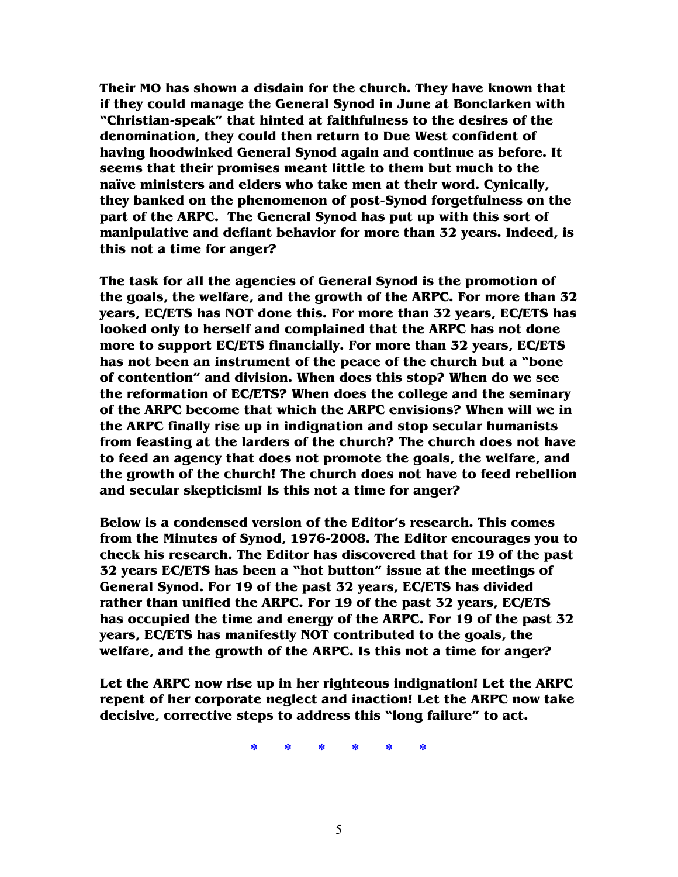**Their MO has shown a disdain for the church. They have known that if they could manage the General Synod in June at Bonclarken with "Christian-speak" that hinted at faithfulness to the desires of the denomination, they could then return to Due West confident of having hoodwinked General Synod again and continue as before. It seems that their promises meant little to them but much to the naïve ministers and elders who take men at their word. Cynically, they banked on the phenomenon of post-Synod forgetfulness on the part of the ARPC. The General Synod has put up with this sort of manipulative and defiant behavior for more than 32 years. Indeed, is this not a time for anger?**

**The task for all the agencies of General Synod is the promotion of the goals, the welfare, and the growth of the ARPC. For more than 32 years, EC/ETS has NOT done this. For more than 32 years, EC/ETS has looked only to herself and complained that the ARPC has not done more to support EC/ETS financially. For more than 32 years, EC/ETS has not been an instrument of the peace of the church but a "bone of contention" and division. When does this stop? When do we see the reformation of EC/ETS? When does the college and the seminary of the ARPC become that which the ARPC envisions? When will we in the ARPC finally rise up in indignation and stop secular humanists from feasting at the larders of the church? The church does not have to feed an agency that does not promote the goals, the welfare, and the growth of the church! The church does not have to feed rebellion and secular skepticism! Is this not a time for anger?**

**Below is a condensed version of the Editor's research. This comes from the Minutes of Synod, 1976-2008. The Editor encourages you to check his research. The Editor has discovered that for 19 of the past 32 years EC/ETS has been a "hot button" issue at the meetings of General Synod. For 19 of the past 32 years, EC/ETS has divided rather than unified the ARPC. For 19 of the past 32 years, EC/ETS has occupied the time and energy of the ARPC. For 19 of the past 32 years, EC/ETS has manifestly NOT contributed to the goals, the welfare, and the growth of the ARPC. Is this not a time for anger?**

**Let the ARPC now rise up in her righteous indignation! Let the ARPC repent of her corporate neglect and inaction! Let the ARPC now take decisive, corrective steps to address this "long failure" to act.**

\* \* \* \* \* \*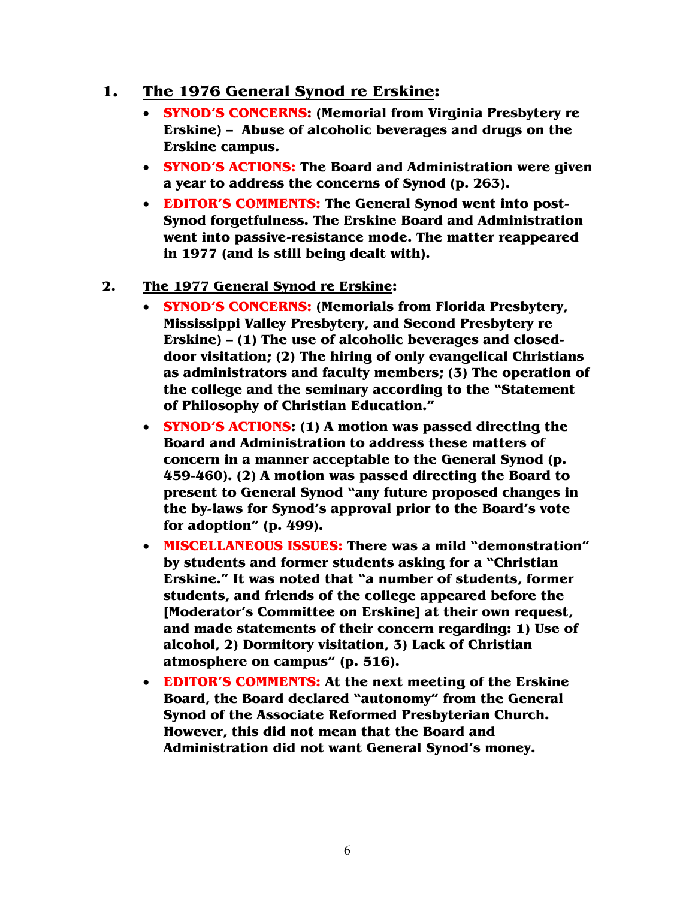1. **The 1976 General Synod re Erskine:**
   - **SYNOD'S CONCERNS: (Memorial from Virginia Presbytery re Erskine) – Abuse of alcoholic beverages and drugs on the Erskine campus.**
   - **SYNOD'S ACTIONS: The Board and Administration were given a year to address the concerns of Synod (p. 263).**
   - **EDITOR'S COMMENTS: The General Synod went into post-Synod forgetfulness. The Erskine Board and Administration went into passive-resistance mode. The matter reappeared in 1977 (and is still being dealt with).**

2. **The 1977 General Synod re Erskine:**
   - **SYNOD'S CONCERNS: (Memorials from Florida Presbytery, Mississippi Valley Presbytery, and Second Presbytery re Erskine) – (1) The use of alcoholic beverages and closed-door visitation; (2) The hiring of only evangelical Christians as administrators and faculty members; (3) The operation of the college and the seminary according to the "Statement of Philosophy of Christian Education."**
   - **SYNOD'S ACTIONS: (1) A motion was passed directing the Board and Administration to address these matters of concern in a manner acceptable to the General Synod (p. 459-460). (2) A motion was passed directing the Board to present to General Synod "any future proposed changes in the by-laws for Synod's approval prior to the Board's vote for adoption" (p. 499).**
   - **MISCELLANEOUS ISSUES: There was a mild "demonstration" by students and former students asking for a "Christian Erskine." It was noted that "a number of students, former students, and friends of the college appeared before the [Moderator's Committee on Erskine] at their own request, and made statements of their concern regarding: 1) Use of alcohol, 2) Dormitory visitation, 3) Lack of Christian atmosphere on campus" (p. 516).**
   - **EDITOR'S COMMENTS: At the next meeting of the Erskine Board, the Board declared "autonomy" from the General Synod of the Associate Reformed Presbyterian Church. However, this did not mean that the Board and Administration did not want General Synod's money.**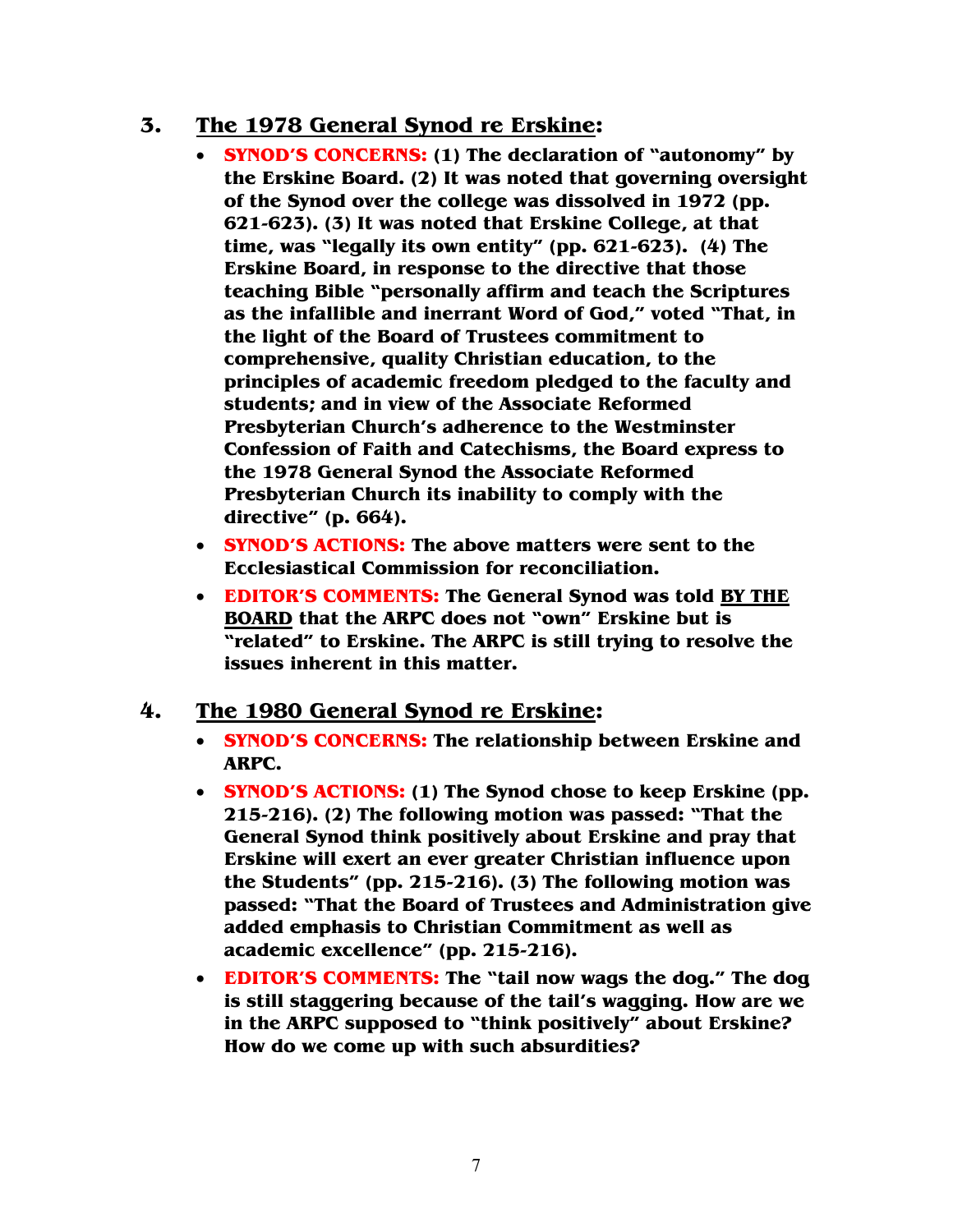## 3. <u>The 1978 General Synod re Erskine</u>:

- **SYNOD'S CONCERNS: (1) The declaration of "autonomy" by the Erskine Board. (2) It was noted that governing oversight of the Synod over the college was dissolved in 1972 (pp. 621-623). (3) It was noted that Erskine College, at that time, was "legally its own entity" (pp. 621-623). (4) The Erskine Board, in response to the directive that those teaching Bible "personally affirm and teach the Scriptures as the infallible and inerrant Word of God," voted "That, in the light of the Board of Trustees commitment to comprehensive, quality Christian education, to the principles of academic freedom pledged to the faculty and students; and in view of the Associate Reformed Presbyterian Church's adherence to the Westminster Confession of Faith and Catechisms, the Board express to the 1978 General Synod the Associate Reformed Presbyterian Church its inability to comply with the directive" (p. 664).**
- **SYNOD'S ACTIONS: The above matters were sent to the Ecclesiastical Commission for reconciliation.**
- **EDITOR'S COMMENTS: The General Synod was told <u>BY THE BOARD</u> that the ARPC does not "own" Erskine but is "related" to Erskine. The ARPC is still trying to resolve the issues inherent in this matter.**

## 4. <u>The 1980 General Synod re Erskine</u>:

- **SYNOD'S CONCERNS: The relationship between Erskine and ARPC.**
- **SYNOD'S ACTIONS: (1) The Synod chose to keep Erskine (pp. 215-216). (2) The following motion was passed: "That the General Synod think positively about Erskine and pray that Erskine will exert an ever greater Christian influence upon the Students" (pp. 215-216). (3) The following motion was passed: "That the Board of Trustees and Administration give added emphasis to Christian Commitment as well as academic excellence" (pp. 215-216).**
- **EDITOR'S COMMENTS: The "tail now wags the dog." The dog is still staggering because of the tail's wagging. How are we in the ARPC supposed to "think positively" about Erskine? How do we come up with such absurdities?**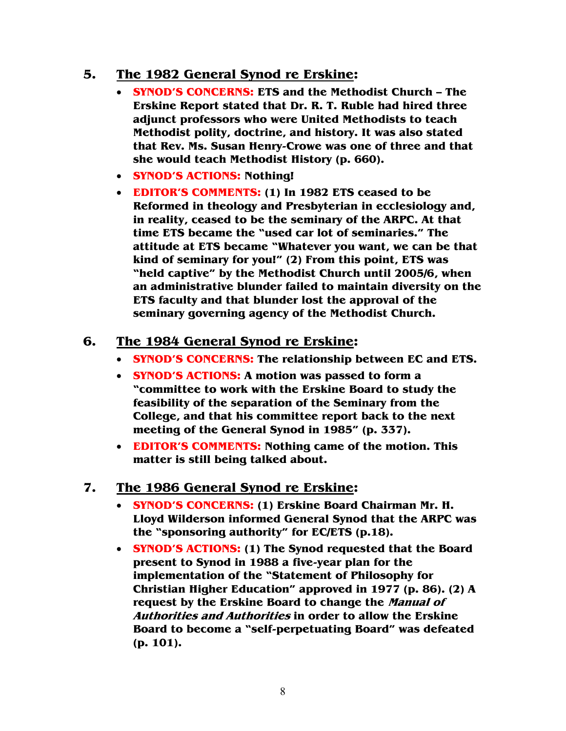5. **<u>The 1982 General Synod re Erskine</u>:**
   - **SYNOD'S CONCERNS: ETS and the Methodist Church – The Erskine Report stated that Dr. R. T. Ruble had hired three adjunct professors who were United Methodists to teach Methodist polity, doctrine, and history. It was also stated that Rev. Ms. Susan Henry-Crowe was one of three and that she would teach Methodist History (p. 660).**
   - **SYNOD'S ACTIONS: Nothing!**
   - **EDITOR'S COMMENTS: (1) In 1982 ETS ceased to be Reformed in theology and Presbyterian in ecclesiology and, in reality, ceased to be the seminary of the ARPC. At that time ETS became the "used car lot of seminaries." The attitude at ETS became "Whatever you want, we can be that kind of seminary for you!" (2) From this point, ETS was "held captive" by the Methodist Church until 2005/6, when an administrative blunder failed to maintain diversity on the ETS faculty and that blunder lost the approval of the seminary governing agency of the Methodist Church.**

6. **<u>The 1984 General Synod re Erskine</u>:**
   - **SYNOD'S CONCERNS: The relationship between EC and ETS.**
   - **SYNOD'S ACTIONS: A motion was passed to form a "committee to work with the Erskine Board to study the feasibility of the separation of the Seminary from the College, and that his committee report back to the next meeting of the General Synod in 1985" (p. 337).**
   - **EDITOR'S COMMENTS: Nothing came of the motion. This matter is still being talked about.**

7. **<u>The 1986 General Synod re Erskine</u>:**
   - **SYNOD'S CONCERNS: (1) Erskine Board Chairman Mr. H. Lloyd Wilderson informed General Synod that the ARPC was the "sponsoring authority" for EC/ETS (p.18).**
   - **SYNOD'S ACTIONS: (1) The Synod requested that the Board present to Synod in 1988 a five-year plan for the implementation of the "Statement of Philosophy for Christian Higher Education" approved in 1977 (p. 86). (2) A request by the Erskine Board to change the *Manual of Authorities and Authorities* in order to allow the Erskine Board to become a "self-perpetuating Board" was defeated (p. 101).**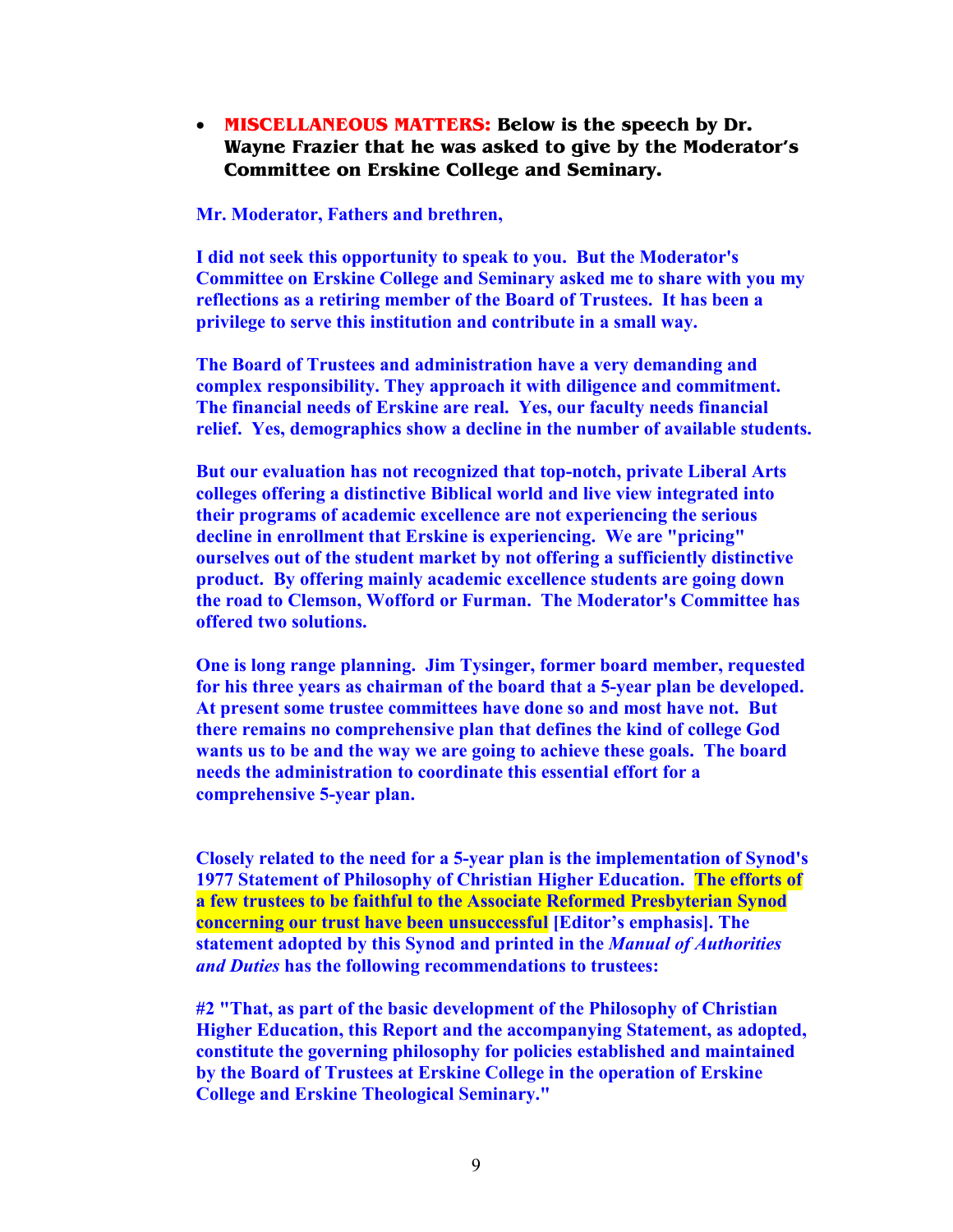- **MISCELLANEOUS MATTERS: Below is the speech by Dr. Wayne Frazier that he was asked to give by the Moderator's Committee on Erskine College and Seminary.**

**Mr. Moderator, Fathers and brethren,**

**I did not seek this opportunity to speak to you. But the Moderator's Committee on Erskine College and Seminary asked me to share with you my reflections as a retiring member of the Board of Trustees. It has been a privilege to serve this institution and contribute in a small way.**

**The Board of Trustees and administration have a very demanding and complex responsibility. They approach it with diligence and commitment. The financial needs of Erskine are real. Yes, our faculty needs financial relief. Yes, demographics show a decline in the number of available students.**

**But our evaluation has not recognized that top-notch, private Liberal Arts colleges offering a distinctive Biblical world and live view integrated into their programs of academic excellence are not experiencing the serious decline in enrollment that Erskine is experiencing. We are "pricing" ourselves out of the student market by not offering a sufficiently distinctive product. By offering mainly academic excellence students are going down the road to Clemson, Wofford or Furman. The Moderator's Committee has offered two solutions.**

**One is long range planning. Jim Tysinger, former board member, requested for his three years as chairman of the board that a 5-year plan be developed. At present some trustee committees have done so and most have not. But there remains no comprehensive plan that defines the kind of college God wants us to be and the way we are going to achieve these goals. The board needs the administration to coordinate this essential effort for a comprehensive 5-year plan.**

**Closely related to the need for a 5-year plan is the implementation of Synod's 1977 Statement of Philosophy of Christian Higher Education. The efforts of a few trustees to be faithful to the Associate Reformed Presbyterian Synod concerning our trust have been unsuccessful [Editor's emphasis]. The statement adopted by this Synod and printed in the *Manual of Authorities and Duties* has the following recommendations to trustees:**

**#2 "That, as part of the basic development of the Philosophy of Christian Higher Education, this Report and the accompanying Statement, as adopted, constitute the governing philosophy for policies established and maintained by the Board of Trustees at Erskine College in the operation of Erskine College and Erskine Theological Seminary."**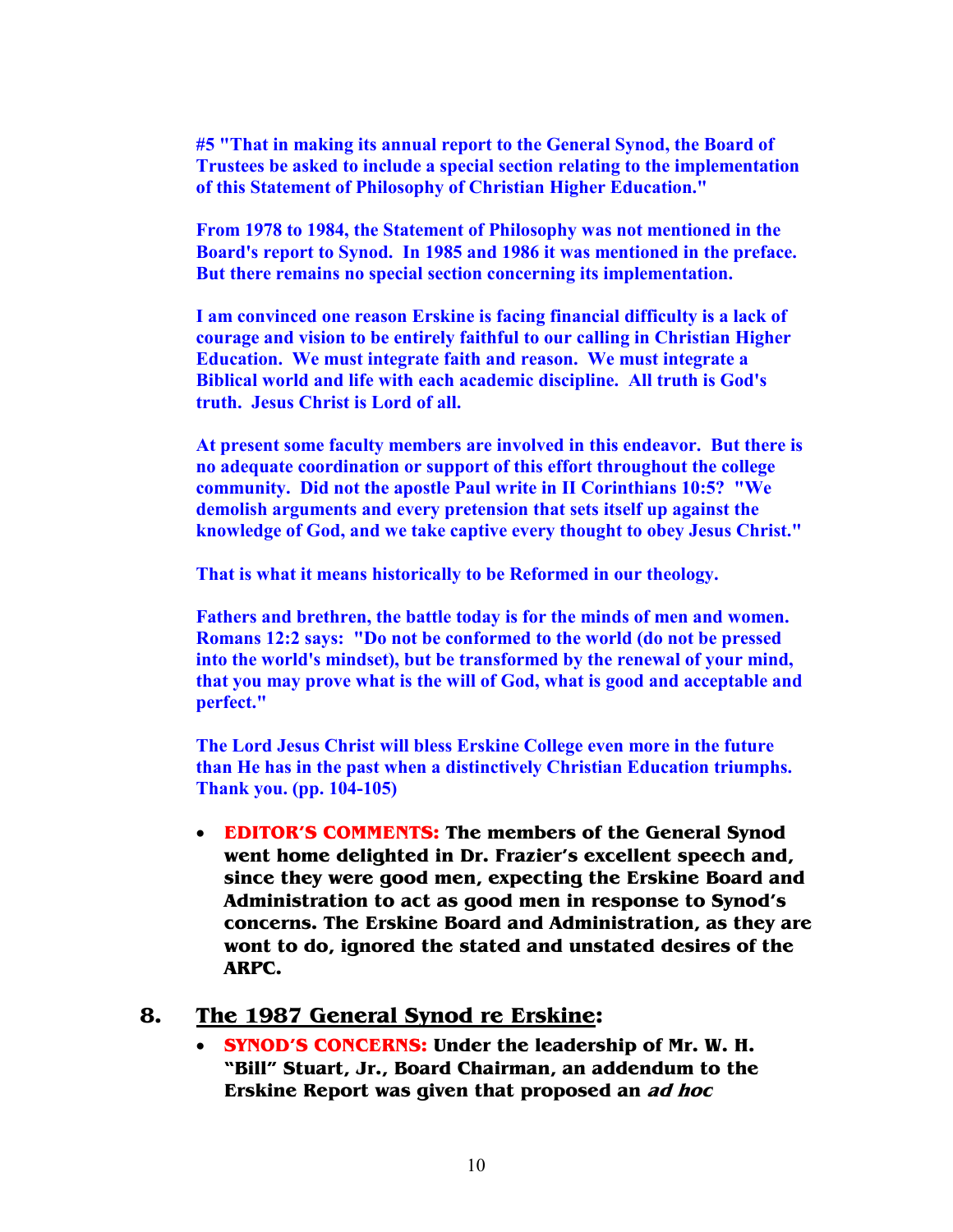**#5 "That in making its annual report to the General Synod, the Board of Trustees be asked to include a special section relating to the implementation of this Statement of Philosophy of Christian Higher Education."**

**From 1978 to 1984, the Statement of Philosophy was not mentioned in the Board's report to Synod. In 1985 and 1986 it was mentioned in the preface. But there remains no special section concerning its implementation.**

**I am convinced one reason Erskine is facing financial difficulty is a lack of courage and vision to be entirely faithful to our calling in Christian Higher Education. We must integrate faith and reason. We must integrate a Biblical world and life with each academic discipline. All truth is God's truth. Jesus Christ is Lord of all.**

**At present some faculty members are involved in this endeavor. But there is no adequate coordination or support of this effort throughout the college community. Did not the apostle Paul write in II Corinthians 10:5? "We demolish arguments and every pretension that sets itself up against the knowledge of God, and we take captive every thought to obey Jesus Christ."**

**That is what it means historically to be Reformed in our theology.**

**Fathers and brethren, the battle today is for the minds of men and women. Romans 12:2 says: "Do not be conformed to the world (do not be pressed into the world's mindset), but be transformed by the renewal of your mind, that you may prove what is the will of God, what is good and acceptable and perfect."**

**The Lord Jesus Christ will bless Erskine College even more in the future than He has in the past when a distinctively Christian Education triumphs. Thank you. (pp. 104-105)**

- **EDITOR'S COMMENTS: The members of the General Synod went home delighted in Dr. Frazier's excellent speech and, since they were good men, expecting the Erskine Board and Administration to act as good men in response to Synod's concerns. The Erskine Board and Administration, as they are wont to do, ignored the stated and unstated desires of the ARPC.**

## 8. The 1987 General Synod re Erskine:

- **SYNOD'S CONCERNS: Under the leadership of Mr. W. H. "Bill" Stuart, Jr., Board Chairman, an addendum to the Erskine Report was given that proposed an *ad hoc***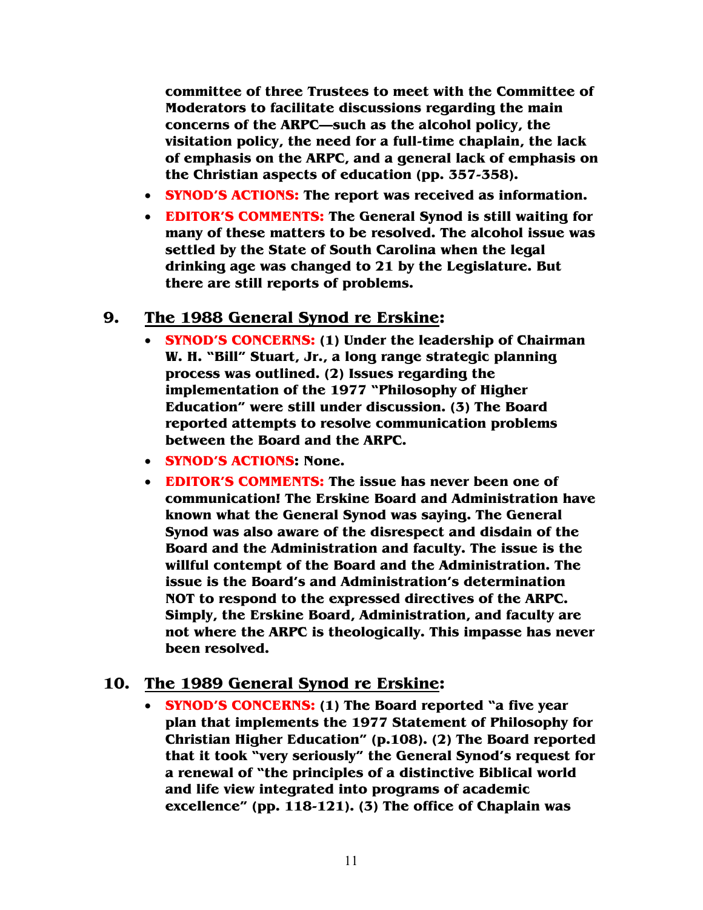**committee of three Trustees to meet with the Committee of Moderators to facilitate discussions regarding the main concerns of the ARPC—such as the alcohol policy, the visitation policy, the need for a full-time chaplain, the lack of emphasis on the ARPC, and a general lack of emphasis on the Christian aspects of education (pp. 357-358).**

- **SYNOD'S ACTIONS: The report was received as information.**
- **EDITOR'S COMMENTS: The General Synod is still waiting for many of these matters to be resolved. The alcohol issue was settled by the State of South Carolina when the legal drinking age was changed to 21 by the Legislature. But there are still reports of problems.**

## 9. <u>The 1988 General Synod re Erskine</u>:

- **SYNOD'S CONCERNS: (1) Under the leadership of Chairman W. H. "Bill" Stuart, Jr., a long range strategic planning process was outlined. (2) Issues regarding the implementation of the 1977 "Philosophy of Higher Education" were still under discussion. (3) The Board reported attempts to resolve communication problems between the Board and the ARPC.**
- **SYNOD'S ACTIONS: None.**
- **EDITOR'S COMMENTS: The issue has never been one of communication! The Erskine Board and Administration have known what the General Synod was saying. The General Synod was also aware of the disrespect and disdain of the Board and the Administration and faculty. The issue is the willful contempt of the Board and the Administration. The issue is the Board's and Administration's determination NOT to respond to the expressed directives of the ARPC. Simply, the Erskine Board, Administration, and faculty are not where the ARPC is theologically. This impasse has never been resolved.**

## 10. <u>The 1989 General Synod re Erskine</u>:

- **SYNOD'S CONCERNS: (1) The Board reported "a five year plan that implements the 1977 Statement of Philosophy for Christian Higher Education" (p.108). (2) The Board reported that it took "very seriously" the General Synod's request for a renewal of "the principles of a distinctive Biblical world and life view integrated into programs of academic excellence" (pp. 118-121). (3) The office of Chaplain was**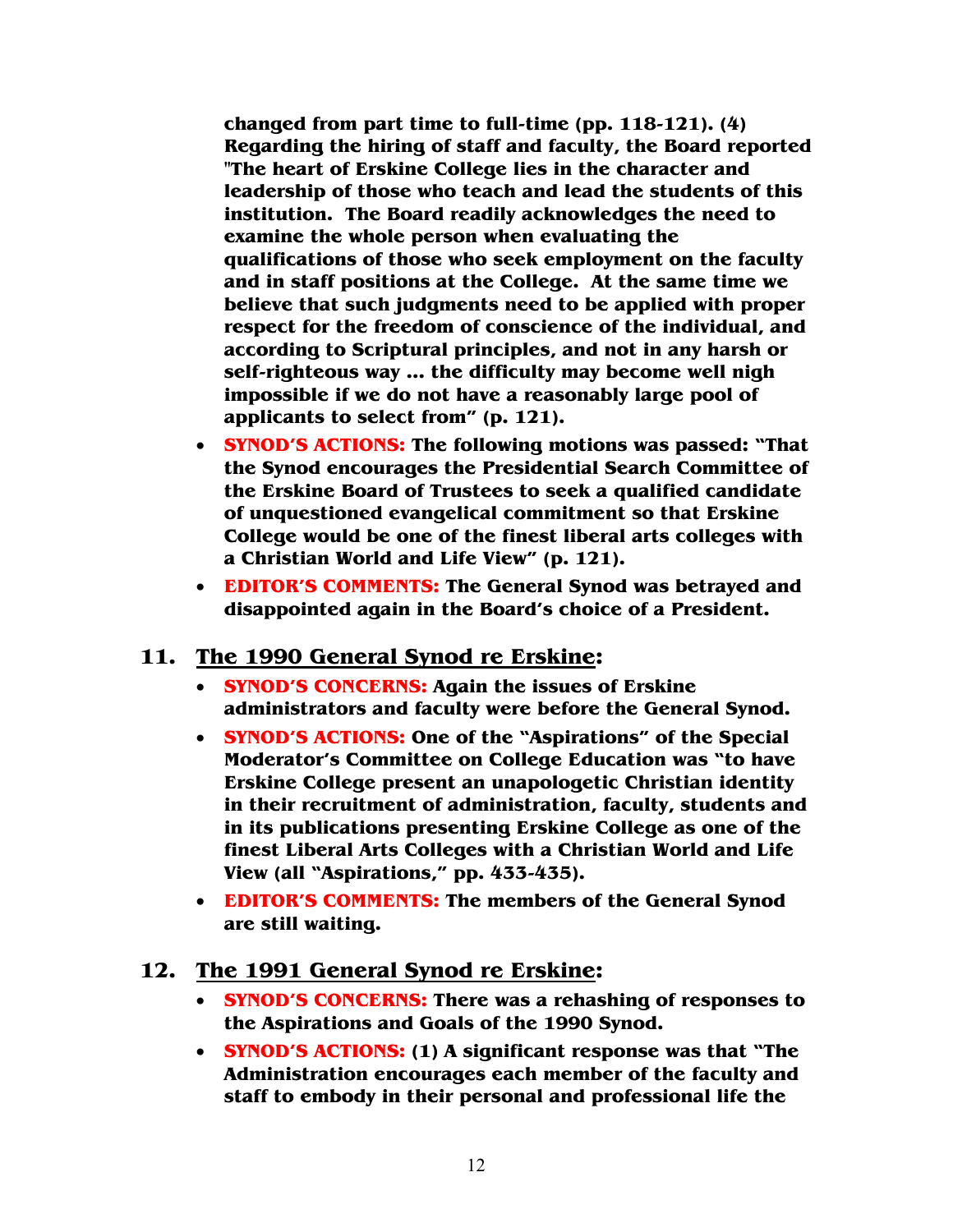**changed from part time to full-time (pp. 118-121). (4) Regarding the hiring of staff and faculty, the Board reported "The heart of Erskine College lies in the character and leadership of those who teach and lead the students of this institution. The Board readily acknowledges the need to examine the whole person when evaluating the qualifications of those who seek employment on the faculty and in staff positions at the College. At the same time we believe that such judgments need to be applied with proper respect for the freedom of conscience of the individual, and according to Scriptural principles, and not in any harsh or self-righteous way ... the difficulty may become well nigh impossible if we do not have a reasonably large pool of applicants to select from" (p. 121).**

- **SYNOD'S ACTIONS: The following motions was passed: "That the Synod encourages the Presidential Search Committee of the Erskine Board of Trustees to seek a qualified candidate of unquestioned evangelical commitment so that Erskine College would be one of the finest liberal arts colleges with a Christian World and Life View" (p. 121).**
- **EDITOR'S COMMENTS: The General Synod was betrayed and disappointed again in the Board's choice of a President.**

## 11. The 1990 General Synod re Erskine:

- **SYNOD'S CONCERNS: Again the issues of Erskine administrators and faculty were before the General Synod.**
- **SYNOD'S ACTIONS: One of the "Aspirations" of the Special Moderator's Committee on College Education was "to have Erskine College present an unapologetic Christian identity in their recruitment of administration, faculty, students and in its publications presenting Erskine College as one of the finest Liberal Arts Colleges with a Christian World and Life View (all "Aspirations," pp. 433-435).**
- **EDITOR'S COMMENTS: The members of the General Synod are still waiting.**

## 12. The 1991 General Synod re Erskine:

- **SYNOD'S CONCERNS: There was a rehashing of responses to the Aspirations and Goals of the 1990 Synod.**
- **SYNOD'S ACTIONS: (1) A significant response was that "The Administration encourages each member of the faculty and staff to embody in their personal and professional life the**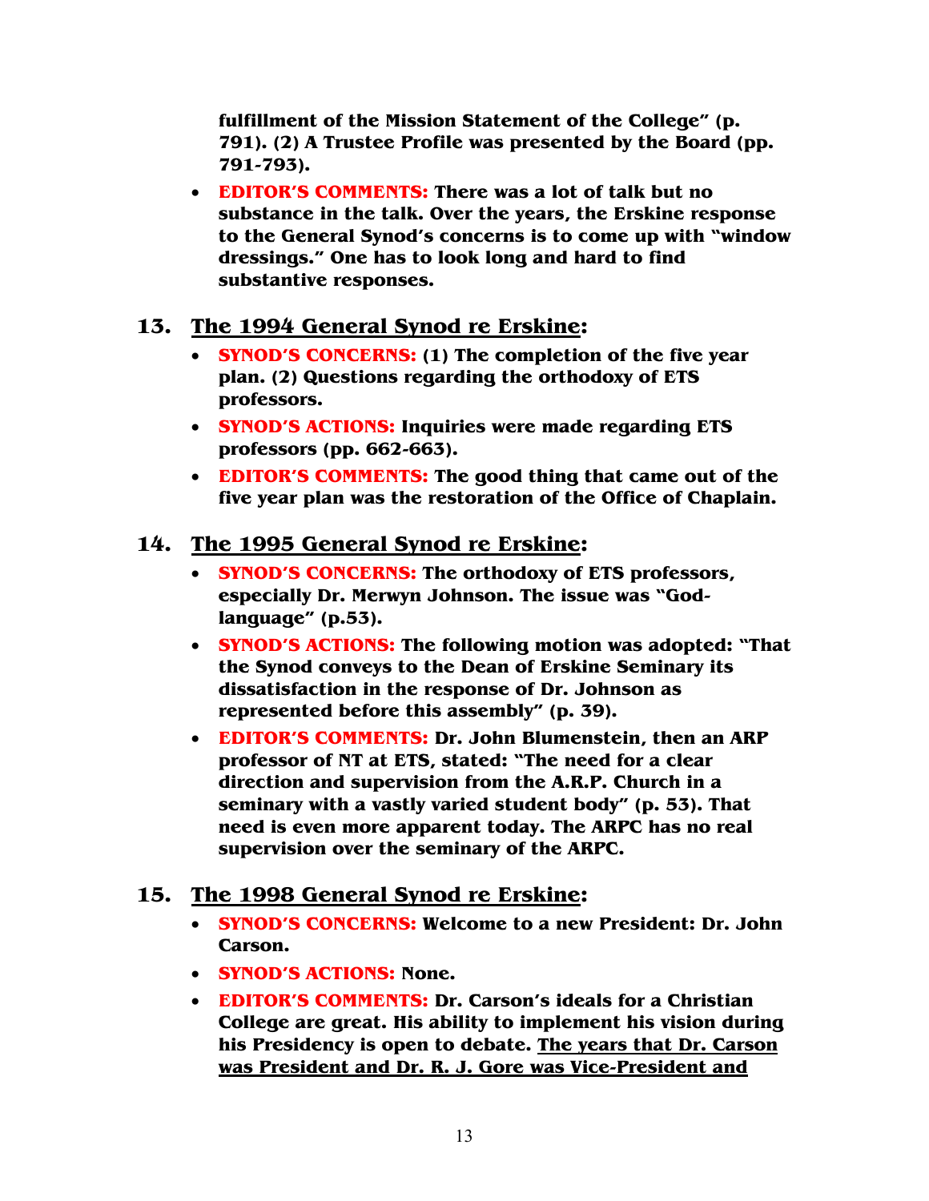**fulfillment of the Mission Statement of the College" (p. 791). (2) A Trustee Profile was presented by the Board (pp. 791-793).**

- **EDITOR'S COMMENTS: There was a lot of talk but no substance in the talk. Over the years, the Erskine response to the General Synod's concerns is to come up with "window dressings." One has to look long and hard to find substantive responses.**

## 13. <u>The 1994 General Synod re Erskine</u>:

- **SYNOD'S CONCERNS: (1) The completion of the five year plan. (2) Questions regarding the orthodoxy of ETS professors.**
- **SYNOD'S ACTIONS: Inquiries were made regarding ETS professors (pp. 662-663).**
- **EDITOR'S COMMENTS: The good thing that came out of the five year plan was the restoration of the Office of Chaplain.**

## 14. <u>The 1995 General Synod re Erskine</u>:

- **SYNOD'S CONCERNS: The orthodoxy of ETS professors, especially Dr. Merwyn Johnson. The issue was "God-language" (p.53).**
- **SYNOD'S ACTIONS: The following motion was adopted: "That the Synod conveys to the Dean of Erskine Seminary its dissatisfaction in the response of Dr. Johnson as represented before this assembly" (p. 39).**
- **EDITOR'S COMMENTS: Dr. John Blumenstein, then an ARP professor of NT at ETS, stated: "The need for a clear direction and supervision from the A.R.P. Church in a seminary with a vastly varied student body" (p. 53). That need is even more apparent today. The ARPC has no real supervision over the seminary of the ARPC.**

## 15. <u>The 1998 General Synod re Erskine</u>:

- **SYNOD'S CONCERNS: Welcome to a new President: Dr. John Carson.**
- **SYNOD'S ACTIONS: None.**
- **EDITOR'S COMMENTS: Dr. Carson's ideals for a Christian College are great. His ability to implement his vision during his Presidency is open to debate. <u>The years that Dr. Carson was President and Dr. R. J. Gore was Vice-President and</u>**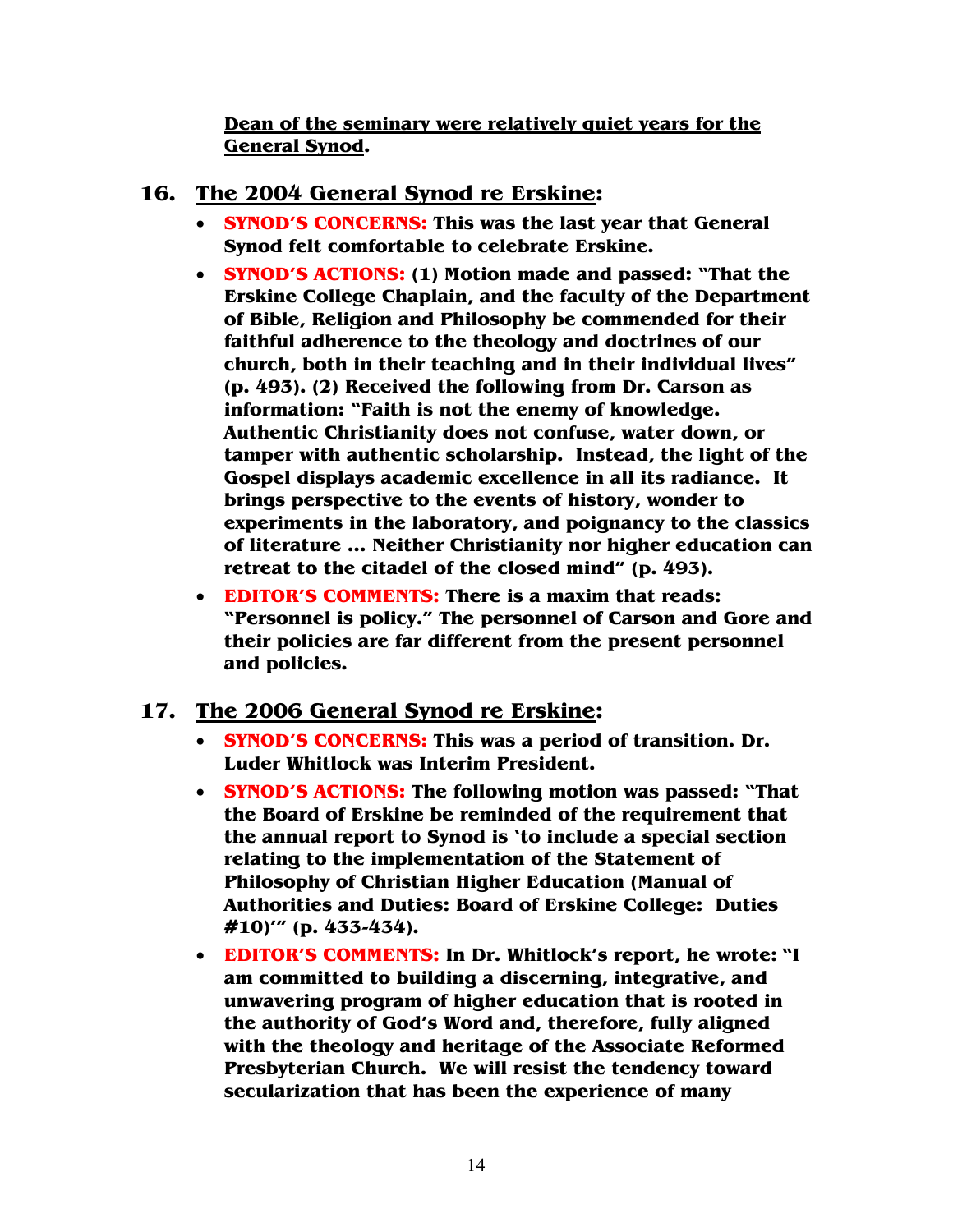**Dean of the seminary were relatively quiet years for the General Synod.**

## 16. The 2004 General Synod re Erskine:

- **SYNOD'S CONCERNS: This was the last year that General Synod felt comfortable to celebrate Erskine.**
- **SYNOD'S ACTIONS: (1) Motion made and passed: "That the Erskine College Chaplain, and the faculty of the Department of Bible, Religion and Philosophy be commended for their faithful adherence to the theology and doctrines of our church, both in their teaching and in their individual lives" (p. 493). (2) Received the following from Dr. Carson as information: "Faith is not the enemy of knowledge. Authentic Christianity does not confuse, water down, or tamper with authentic scholarship. Instead, the light of the Gospel displays academic excellence in all its radiance. It brings perspective to the events of history, wonder to experiments in the laboratory, and poignancy to the classics of literature … Neither Christianity nor higher education can retreat to the citadel of the closed mind" (p. 493).**
- **EDITOR'S COMMENTS: There is a maxim that reads: "Personnel is policy." The personnel of Carson and Gore and their policies are far different from the present personnel and policies.**

## 17. The 2006 General Synod re Erskine:

- **SYNOD'S CONCERNS: This was a period of transition. Dr. Luder Whitlock was Interim President.**
- **SYNOD'S ACTIONS: The following motion was passed: "That the Board of Erskine be reminded of the requirement that the annual report to Synod is 'to include a special section relating to the implementation of the Statement of Philosophy of Christian Higher Education (Manual of Authorities and Duties: Board of Erskine College: Duties #10)'" (p. 433-434).**
- **EDITOR'S COMMENTS: In Dr. Whitlock's report, he wrote: "I am committed to building a discerning, integrative, and unwavering program of higher education that is rooted in the authority of God's Word and, therefore, fully aligned with the theology and heritage of the Associate Reformed Presbyterian Church. We will resist the tendency toward secularization that has been the experience of many**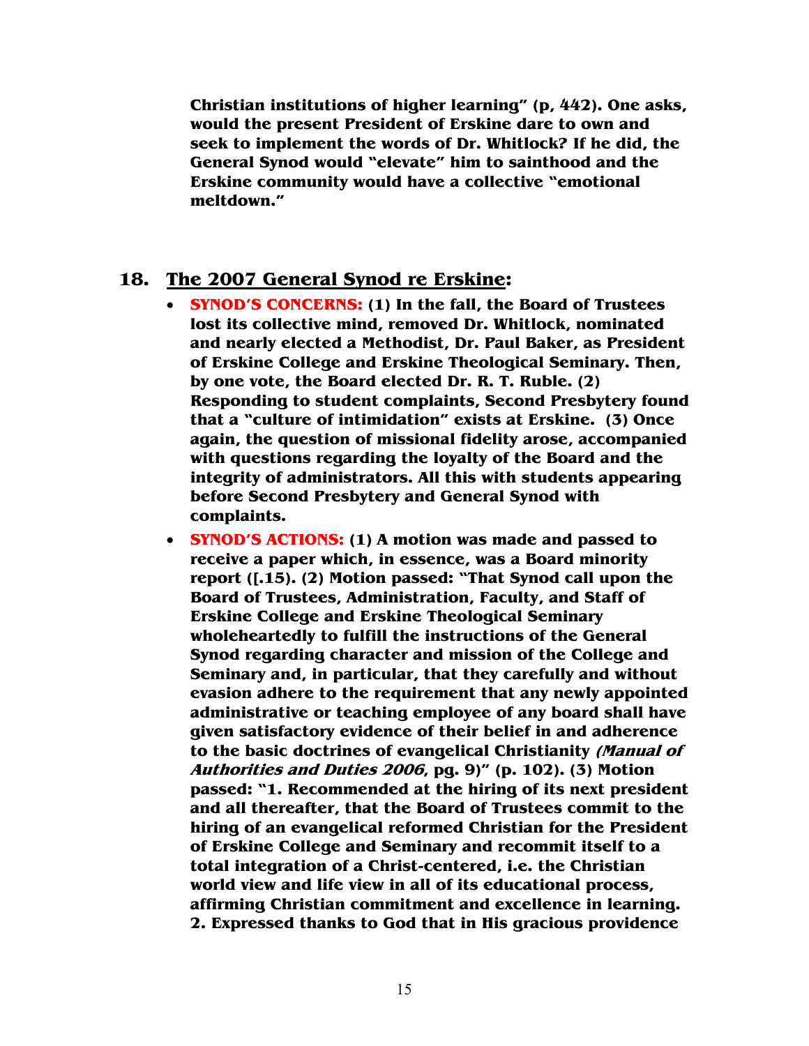**Christian institutions of higher learning" (p, 442). One asks, would the present President of Erskine dare to own and seek to implement the words of Dr. Whitlock? If he did, the General Synod would "elevate" him to sainthood and the Erskine community would have a collective "emotional meltdown."**

## 18. <u>The 2007 General Synod re Erskine</u>:

- **SYNOD'S CONCERNS: (1) In the fall, the Board of Trustees lost its collective mind, removed Dr. Whitlock, nominated and nearly elected a Methodist, Dr. Paul Baker, as President of Erskine College and Erskine Theological Seminary. Then, by one vote, the Board elected Dr. R. T. Ruble. (2) Responding to student complaints, Second Presbytery found that a "culture of intimidation" exists at Erskine. (3) Once again, the question of missional fidelity arose, accompanied with questions regarding the loyalty of the Board and the integrity of administrators. All this with students appearing before Second Presbytery and General Synod with complaints.**
- **SYNOD'S ACTIONS: (1) A motion was made and passed to receive a paper which, in essence, was a Board minority report ([.15). (2) Motion passed: "That Synod call upon the Board of Trustees, Administration, Faculty, and Staff of Erskine College and Erskine Theological Seminary wholeheartedly to fulfill the instructions of the General Synod regarding character and mission of the College and Seminary and, in particular, that they carefully and without evasion adhere to the requirement that any newly appointed administrative or teaching employee of any board shall have given satisfactory evidence of their belief in and adherence to the basic doctrines of evangelical Christianity *(Manual of Authorities and Duties 2006*, pg. 9)" (p. 102). (3) Motion passed: "1. Recommended at the hiring of its next president and all thereafter, that the Board of Trustees commit to the hiring of an evangelical reformed Christian for the President of Erskine College and Seminary and recommit itself to a total integration of a Christ-centered, i.e. the Christian world view and life view in all of its educational process, affirming Christian commitment and excellence in learning. 2. Expressed thanks to God that in His gracious providence**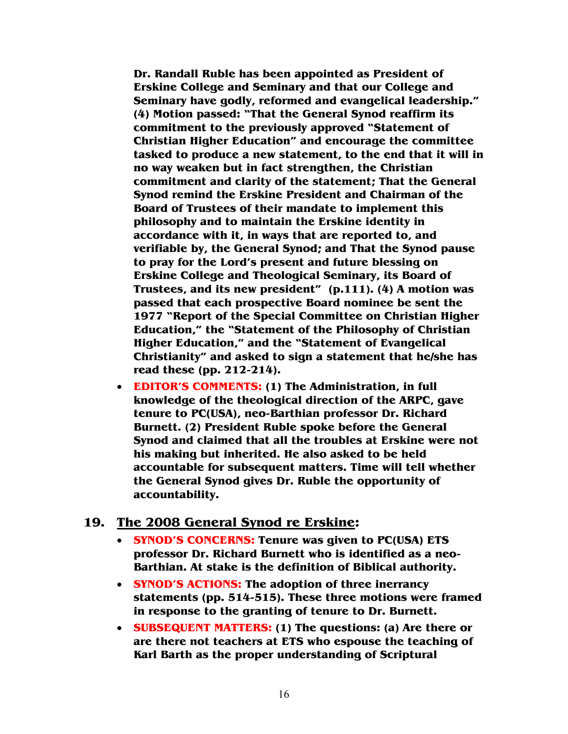**Dr. Randall Ruble has been appointed as President of Erskine College and Seminary and that our College and Seminary have godly, reformed and evangelical leadership." (4) Motion passed: "That the General Synod reaffirm its commitment to the previously approved "Statement of Christian Higher Education" and encourage the committee tasked to produce a new statement, to the end that it will in no way weaken but in fact strengthen, the Christian commitment and clarity of the statement; That the General Synod remind the Erskine President and Chairman of the Board of Trustees of their mandate to implement this philosophy and to maintain the Erskine identity in accordance with it, in ways that are reported to, and verifiable by, the General Synod; and That the Synod pause to pray for the Lord's present and future blessing on Erskine College and Theological Seminary, its Board of Trustees, and its new president" (p.111). (4) A motion was passed that each prospective Board nominee be sent the 1977 "Report of the Special Committee on Christian Higher Education," the "Statement of the Philosophy of Christian Higher Education," and the "Statement of Evangelical Christianity" and asked to sign a statement that he/she has read these (pp. 212-214).**

- **EDITOR'S COMMENTS: (1) The Administration, in full knowledge of the theological direction of the ARPC, gave tenure to PC(USA), neo-Barthian professor Dr. Richard Burnett. (2) President Ruble spoke before the General Synod and claimed that all the troubles at Erskine were not his making but inherited. He also asked to be held accountable for subsequent matters. Time will tell whether the General Synod gives Dr. Ruble the opportunity of accountability.**

## 19. The 2008 General Synod re Erskine:

- **SYNOD'S CONCERNS: Tenure was given to PC(USA) ETS professor Dr. Richard Burnett who is identified as a neo-Barthian. At stake is the definition of Biblical authority.**
- **SYNOD'S ACTIONS: The adoption of three inerrancy statements (pp. 514-515). These three motions were framed in response to the granting of tenure to Dr. Burnett.**
- **SUBSEQUENT MATTERS: (1) The questions: (a) Are there or are there not teachers at ETS who espouse the teaching of Karl Barth as the proper understanding of Scriptural**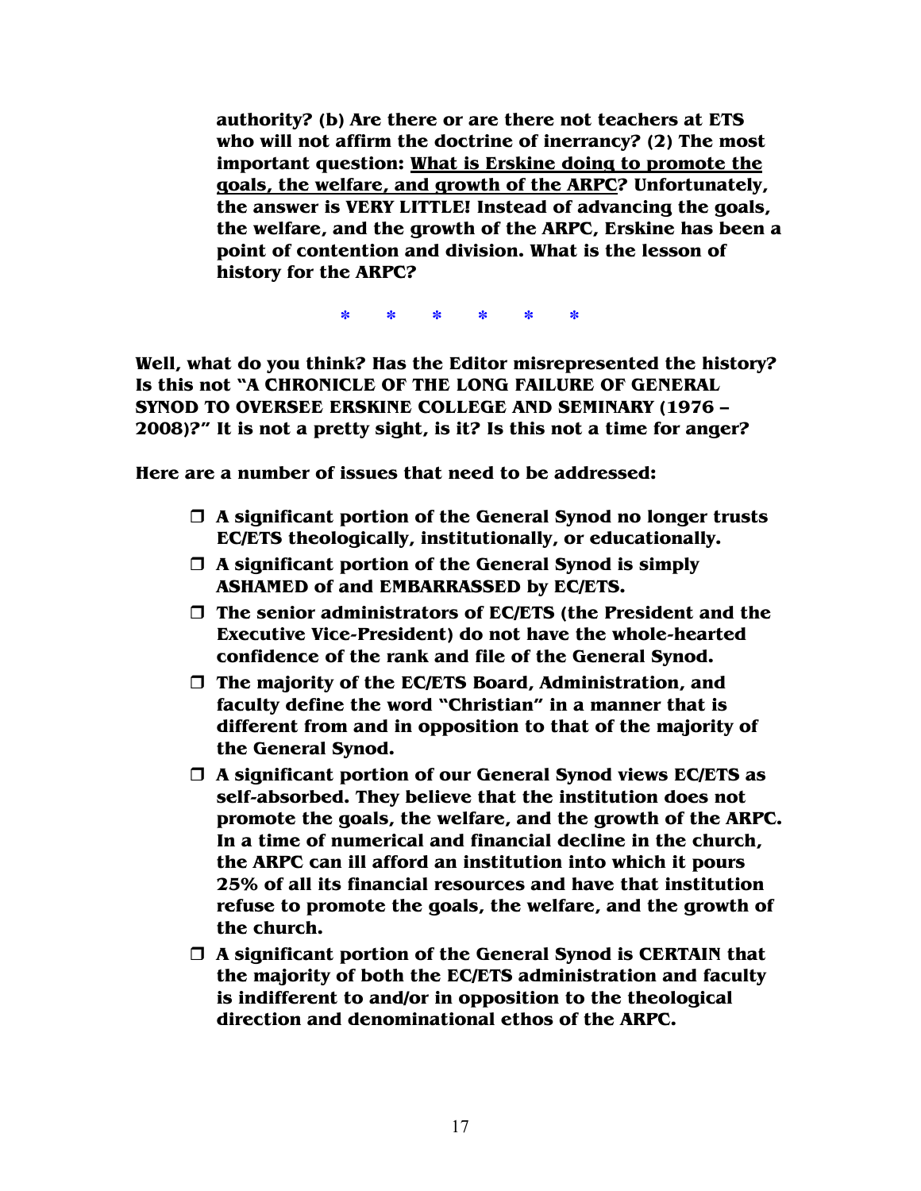**authority? (b) Are there or are there not teachers at ETS who will not affirm the doctrine of inerrancy? (2) The most important question: <u>What is Erskine doing to promote the goals, the welfare, and growth of the ARPC</u>? Unfortunately, the answer is VERY LITTLE! Instead of advancing the goals, the welfare, and the growth of the ARPC, Erskine has been a point of contention and division. What is the lesson of history for the ARPC?**

\* \* \* \* \* \*

**Well, what do you think? Has the Editor misrepresented the history? Is this not "A CHRONICLE OF THE LONG FAILURE OF GENERAL SYNOD TO OVERSEE ERSKINE COLLEGE AND SEMINARY (1976 – 2008)?" It is not a pretty sight, is it? Is this not a time for anger?**

**Here are a number of issues that need to be addressed:**

- ❐ **A significant portion of the General Synod no longer trusts EC/ETS theologically, institutionally, or educationally.**
- ❐ **A significant portion of the General Synod is simply ASHAMED of and EMBARRASSED by EC/ETS.**
- ❐ **The senior administrators of EC/ETS (the President and the Executive Vice-President) do not have the whole-hearted confidence of the rank and file of the General Synod.**
- ❐ **The majority of the EC/ETS Board, Administration, and faculty define the word "Christian" in a manner that is different from and in opposition to that of the majority of the General Synod.**
- ❐ **A significant portion of our General Synod views EC/ETS as self-absorbed. They believe that the institution does not promote the goals, the welfare, and the growth of the ARPC. In a time of numerical and financial decline in the church, the ARPC can ill afford an institution into which it pours 25% of all its financial resources and have that institution refuse to promote the goals, the welfare, and the growth of the church.**
- ❐ **A significant portion of the General Synod is CERTAIN that the majority of both the EC/ETS administration and faculty is indifferent to and/or in opposition to the theological direction and denominational ethos of the ARPC.**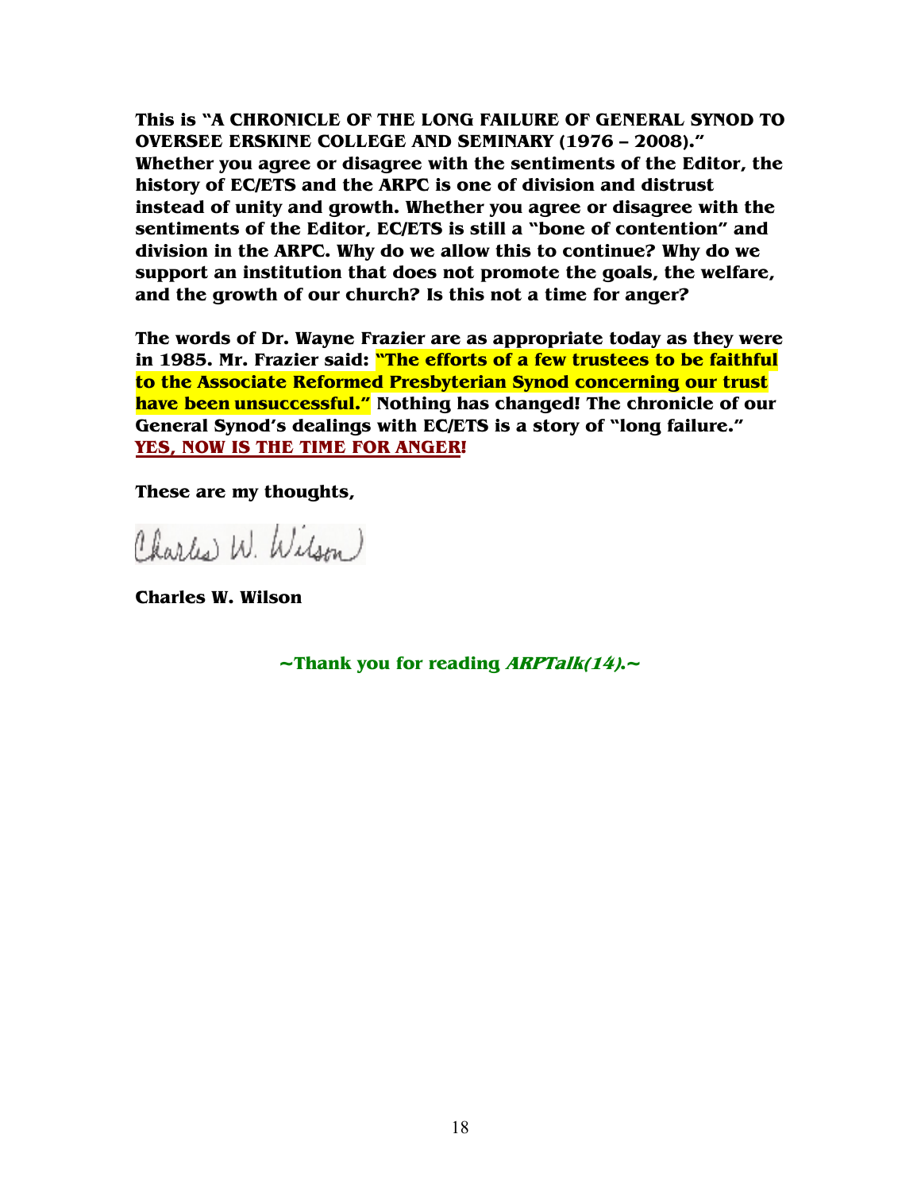**This is "A CHRONICLE OF THE LONG FAILURE OF GENERAL SYNOD TO OVERSEE ERSKINE COLLEGE AND SEMINARY (1976 – 2008)." Whether you agree or disagree with the sentiments of the Editor, the history of EC/ETS and the ARPC is one of division and distrust instead of unity and growth. Whether you agree or disagree with the sentiments of the Editor, EC/ETS is still a "bone of contention" and division in the ARPC. Why do we allow this to continue? Why do we support an institution that does not promote the goals, the welfare, and the growth of our church? Is this not a time for anger?**

**The words of Dr. Wayne Frazier are as appropriate today as they were in 1985. Mr. Frazier said: "The efforts of a few trustees to be faithful to the Associate Reformed Presbyterian Synod concerning our trust have been unsuccessful." Nothing has changed! The chronicle of our General Synod's dealings with EC/ETS is a story of "long failure." YES, NOW IS THE TIME FOR ANGER!**

**These are my thoughts,**

Charles W. Wilson

**Charles W. Wilson**

**~Thank you for reading *ARPTalk(14)*.~**